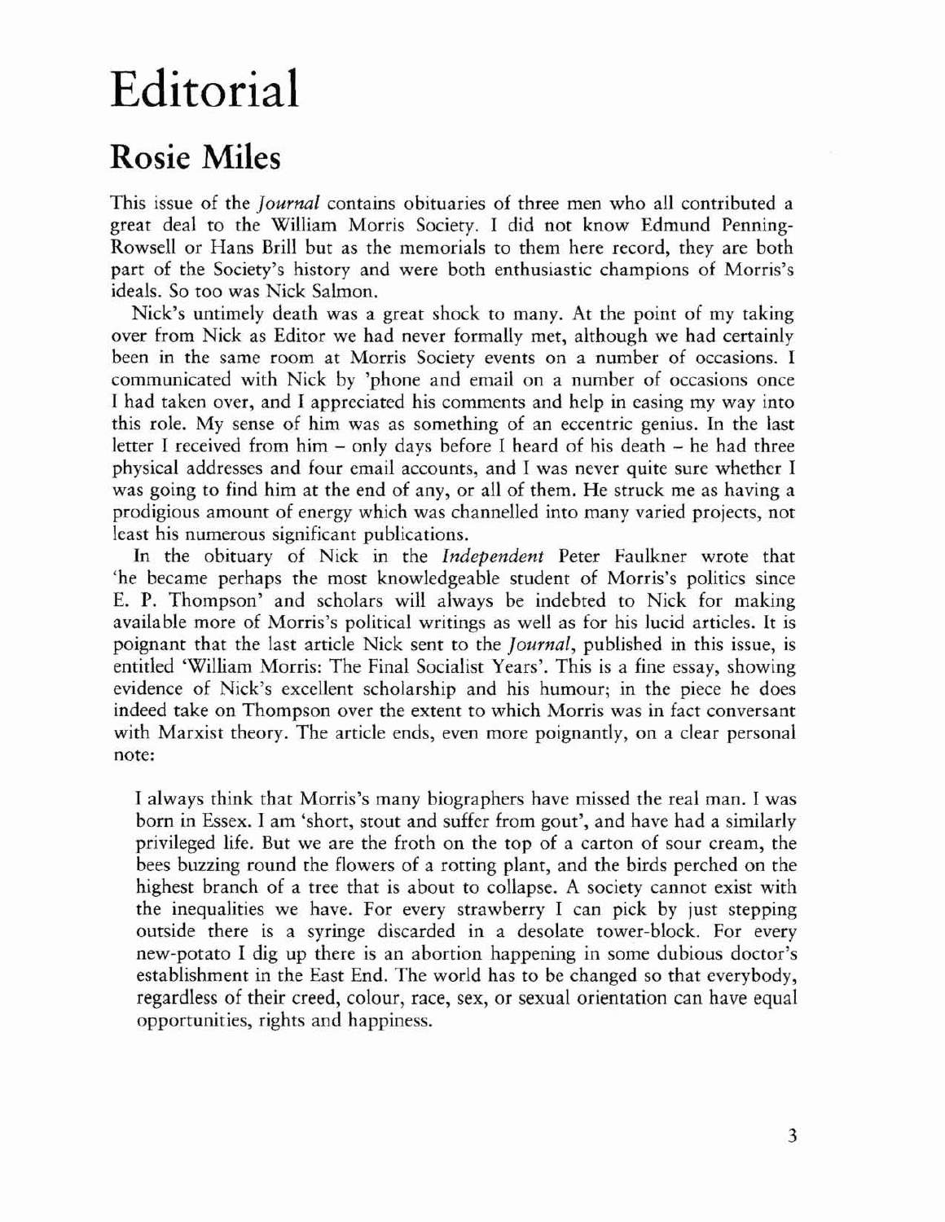# Editorial

## Rosie Miles

This issue of the *Journal* contains obituaries of three men who all contributed a great deal to the William Morris Society. I did not know Edmund Penning-Rowsell or Hans Brill but as the memorials to them here record, they are both part of the Society's history and were both enthusiastic champions of Morris's ideals. So too was Nick Salmon.

Nick's untimely death was a great shock to many. At the point of my taking over from Nick as Editor we had never formally met, although we had certainly been in the same room at Morris Society events on a number of occasions. I communicated with Nick by 'phone and email on a number of occasions once I had taken over, and I appreciated his comments and help in easing my way into this role. My sense of him was as something of an eccentric genius. In the last letter I received from him – only days before I heard of his death – he had three physical addresses and four email accounts, and I was never quite sure whether I was going to find him at the end of any, or all of them. He struck me as having a prodigious amount of energy which was channelled into many varied projects, not least his numerous significant publications.

In the obituary of Nick in the *Independent* Peter Faulkner wrote that 'he became perhaps the most knowledgeable student of Morris's politics since E. P. Thompson' and scholars will always be indebted to Nick for making available more of Morris's political writings as well as for his lucid articles. It is poignant that the last article Nick sent to the *Journal*, published in this issue, is entitled 'William Morris: The Final Socialist Years'. This is a fine essay, showing evidence of Nick's excellent scholarship and his humour; in the piece he does indeed take on Thompson over the extent to which Morris was in fact conversant with Marxist theory. The article ends, even more poignantly, on a clear personal note:

> I always think that Morris's many biographers have missed the real man. I was born in Essex. I am 'short, stout and suffer from gout', and have had a similarly privileged life. But we are the froth on the top of a carton of sour cream, the bees buzzing round the flowers of a rotting plant, and the birds perched on the highest branch of a tree that is about to collapse. A society cannot exist with the inequalities we have. For every strawberry I can pick by just stepping outside there is a syringe discarded in a desolate tower-block. For every new-potato I dig up there is an abortion happening in some dubious doctor's establishment in the East End. The world has to be changed so that everybody, regardless of their creed, colour, race, sex, or sexual orientation can have equal opportunities, rights and happiness.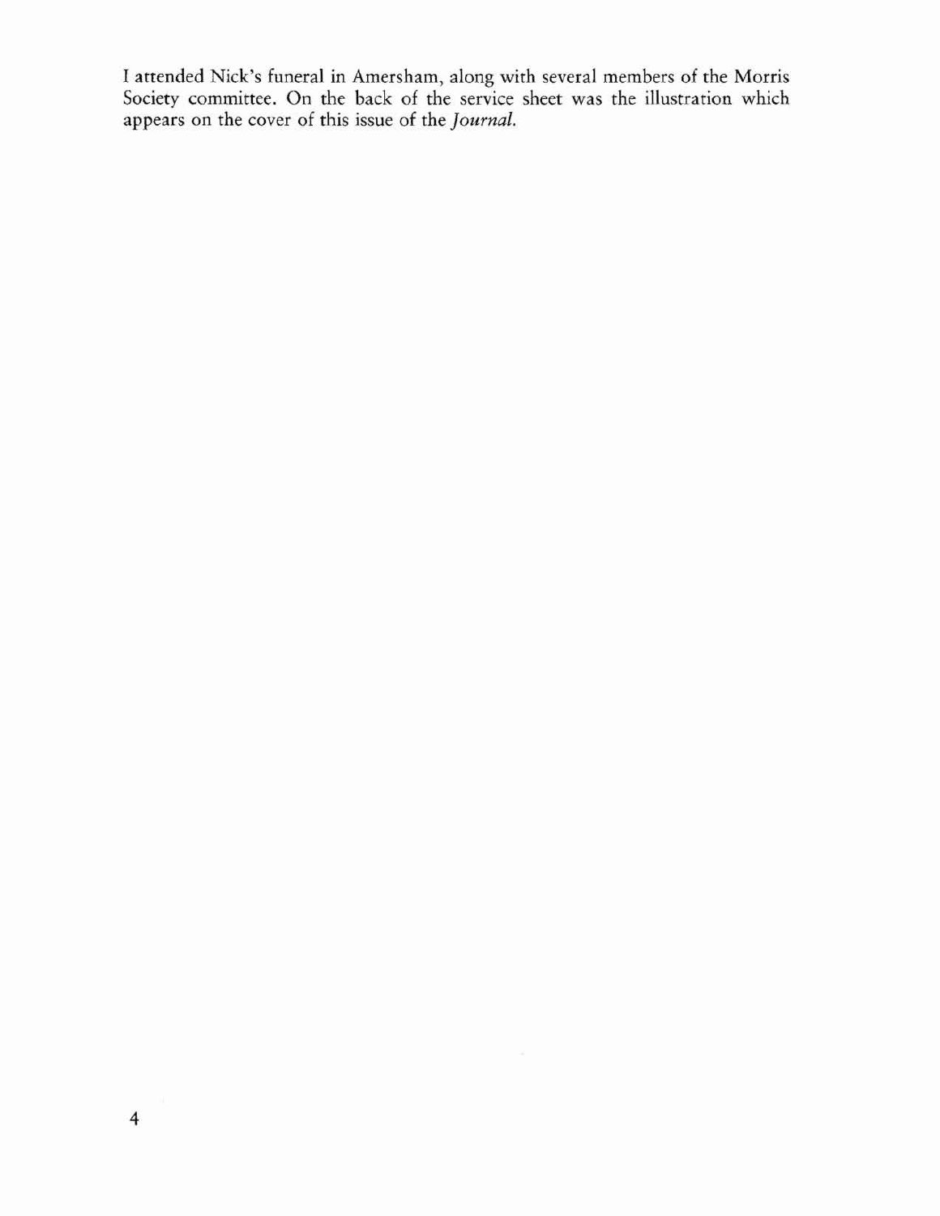I attended Nick's funeral in Amersham, along with several members of the Morris Society committee. On the back of the service sheet was the illustration which appears on the cover of this issue of the *Journal.*